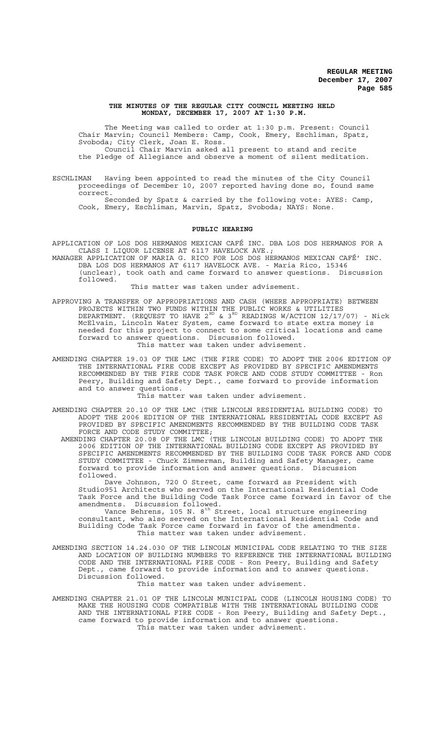**THE MINUTES OF THE REGULAR CITY COUNCIL MEETING HELD MONDAY, DECEMBER 17, 2007 AT 1:30 P.M.**

The Meeting was called to order at 1:30 p.m. Present: Council Chair Marvin; Council Members: Camp, Cook, Emery, Eschliman, Spatz, Svoboda; City Clerk, Joan E. Ross.

Council Chair Marvin asked all present to stand and recite the Pledge of Allegiance and observe a moment of silent meditation.

ESCHLIMAN Having been appointed to read the minutes of the City Council proceedings of December 10, 2007 reported having done so, found same correct.

Seconded by Spatz & carried by the following vote: AYES: Camp, Cook, Emery, Eschliman, Marvin, Spatz, Svoboda; NAYS: None.

## PUBLIC HEARING

APPLICATION OF LOS DOS HERMANOS MEXICAN CAFÉ INC. DBA LOS DOS HERMANOS FOR A CLASS I LIQUOR LICENSE AT 6117 HAVELOCK AVE.;

MANAGER APPLICATION OF MARIA G. RICO FOR LOS DOS HERMANOS MEXICAN CAFÉ' INC. DBA LOS DOS HERMANOS AT 6117 HAVELOCK AVE. - Maria Rico, 15346 (unclear), took oath and came forward to answer questions. Discussion followed.

This matter was taken under advisement.

APPROVING A TRANSFER OF APPROPRIATIONS AND CASH (WHERE APPROPRIATE) BETWEEN PROJECTS WITHIN TWO FUNDS WITHIN THE PUBLIC WORKS & UTILITIES DEPARTMENT. (REQUEST TO HAVE 2ND & 3RD READINGS W/ACTION 12/17/07) - Nick McElvain, Lincoln Water System, came forward to state extra money is needed for this project to connect to some critical locations and came forward to answer questions. Discussion followed.

This matter was taken under advisement.

AMENDING CHAPTER 19.03 OF THE LMC (THE FIRE CODE) TO ADOPT THE 2006 EDITION OF THE INTERNATIONAL FIRE CODE EXCEPT AS PROVIDED BY SPECIFIC AMENDMENTS RECOMMENDED BY THE FIRE CODE TASK FORCE AND CODE STUDY COMMITTEE - Ron Peery, Building and Safety Dept., came forward to provide information and to answer questions.

This matter was taken under advisement.

AMENDING CHAPTER 20.10 OF THE LMC (THE LINCOLN RESIDENTIAL BUILDING CODE) TO ADOPT THE 2006 EDITION OF THE INTERNATIONAL RESIDENTIAL CODE EXCEPT AS PROVIDED BY SPECIFIC AMENDMENTS RECOMMENDED BY THE BUILDING CODE TASK FORCE AND CODE STUDY COMMITTEE;

AMENDING CHAPTER 20.08 OF THE LMC (THE LINCOLN BUILDING CODE) TO ADOPT THE 2006 EDITION OF THE INTERNATIONAL BUILDING CODE EXCEPT AS PROVIDED BY SPECIFIC AMENDMENTS RECOMMENDED BY THE BUILDING CODE TASK FORCE AND CODE STUDY COMMITTEE - Chuck Zimmerman, Building and Safety Manager, came forward to provide information and answer questions. Discussion followed.

Dave Johnson, 720 O Street, came forward as President with Studio951 Architects who served on the International Residential Code Task Force and the Building Code Task Force came forward in favor of the amendments. Discussion followed.

Vance Behrens, 105 N. 8th Street, local structure engineering consultant, who also served on the International Residential Code and Building Code Task Force came forward in favor of the amendments.

This matter was taken under advisement.

AMENDING SECTION 14.24.030 OF THE LINCOLN MUNICIPAL CODE RELATING TO THE SIZE AND LOCATION OF BUILDING NUMBERS TO REFERENCE THE INTERNATIONAL BUILDING CODE AND THE INTERNATIONAL FIRE CODE - Ron Peery, Building and Safety Dept., came forward to provide information and to answer questions. Discussion followed.

This matter was taken under advisement.

AMENDING CHAPTER 21.01 OF THE LINCOLN MUNICIPAL CODE (LINCOLN HOUSING CODE) TO MAKE THE HOUSING CODE COMPATIBLE WITH THE INTERNATIONAL BUILDING CODE AND THE INTERNATIONAL FIRE CODE - Ron Peery, Building and Safety Dept., came forward to provide information and to answer questions.

This matter was taken under advisement.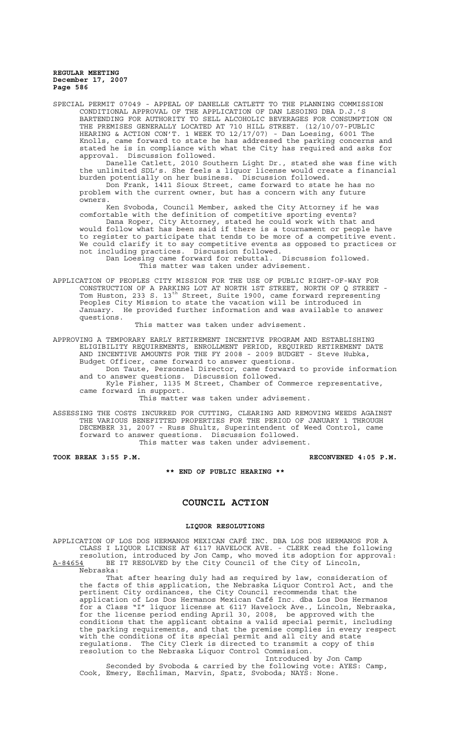SPECIAL PERMIT 07049 - APPEAL OF DANELLE CATLETT TO THE PLANNING COMMISSION CONDITIONAL APPROVAL OF THE APPLICATION OF DAN LESOING DBA D.J.'S BARTENDING FOR AUTHORITY TO SELL ALCOHOLIC BEVERAGES FOR CONSUMPTION ON THE PREMISES GENERALLY LOCATED AT 710 HILL STREET. (12/10/07-PUBLIC HEARING & ACTION CON'T. 1 WEEK TO 12/17/07) - Dan Loesing, 6001 The Knolls, came forward to state he has addressed the parking concerns and stated he is in compliance with what the City has required and asks for approval. Discussion followed.

Danelle Catlett, 2010 Southern Light Dr., stated she was fine with the unlimited SDL's. She feels a liquor license would create a financial burden potentially on her business. Discussion followed.

Don Frank, 1411 Sioux Street, came forward to state he has no problem with the current owner, but has a concern with any future owners.

Ken Svoboda, Council Member, asked the City Attorney if he was comfortable with the definition of competitive sporting events?

Dana Roper, City Attorney, stated he could work with that and would follow what has been said if there is a tournament or people have to register to participate that tends to be more of a competitive event. We could clarify it to say competitive events as opposed to practices or not including practices. Discussion followed.

Dan Loesing came forward for rebuttal. Discussion followed.

This matter was taken under advisement.

APPLICATION OF PEOPLES CITY MISSION FOR THE USE OF PUBLIC RIGHT-OF-WAY FOR CONSTRUCTION OF A PARKING LOT AT NORTH 1ST STREET, NORTH OF Q STREET - Tom Huston, 233 S. 13th Street, Suite 1900, came forward representing Peoples City Mission to state the vacation will be introduced in January. He provided further information and was available to answer questions.

This matter was taken under advisement.

APPROVING A TEMPORARY EARLY RETIREMENT INCENTIVE PROGRAM AND ESTABLISHING ELIGIBILITY REQUIREMENTS, ENROLLMENT PERIOD, REQUIRED RETIREMENT DATE AND INCENTIVE AMOUNTS FOR THE FY 2008 - 2009 BUDGET - Steve Hubka, Budget Officer, came forward to answer questions.

Don Taute, Personnel Director, came forward to provide information and to answer questions. Discussion followed.

Kyle Fisher, 1135 M Street, Chamber of Commerce representative, came forward in support.

This matter was taken under advisement.

ASSESSING THE COSTS INCURRED FOR CUTTING, CLEARING AND REMOVING WEEDS AGAINST THE VARIOUS BENEFITTED PROPERTIES FOR THE PERIOD OF JANUARY 1 THROUGH DECEMBER 31, 2007 - Russ Shultz, Superintendent of Weed Control, came forward to answer questions. Discussion followed.

This matter was taken under advisement.

**TOOK BREAK 3:55 P.M.** **RECONVENED 4:05 P.M.**

**\*\* END OF PUBLIC HEARING \*\***

# COUNCIL ACTION

## LIQUOR RESOLUTIONS

APPLICATION OF LOS DOS HERMANOS MEXICAN CAFÉ INC. DBA LOS DOS HERMANOS FOR A CLASS I LIQUOR LICENSE AT 6117 HAVELOCK AVE. - CLERK read the following resolution, introduced by Jon Camp, who moved its adoption for approval:

A-84654 BE IT RESOLVED by the City Council of the City of Lincoln, Nebraska:

That after hearing duly had as required by law, consideration of the facts of this application, the Nebraska Liquor Control Act, and the pertinent City ordinances, the City Council recommends that the application of Los Dos Hermanos Mexican Café Inc. dba Los Dos Hermanos for a Class "I" liquor license at 6117 Havelock Ave., Lincoln, Nebraska, for the license period ending April 30, 2008, be approved with the conditions that the applicant obtains a valid special permit, including the parking requirements, and that the premise complies in every respect with the conditions of its special permit and all city and state regulations. The City Clerk is directed to transmit a copy of this resolution to the Nebraska Liquor Control Commission.

Introduced by Jon Camp

Seconded by Svoboda & carried by the following vote: AYES: Camp, Cook, Emery, Eschliman, Marvin, Spatz, Svoboda; NAYS: None.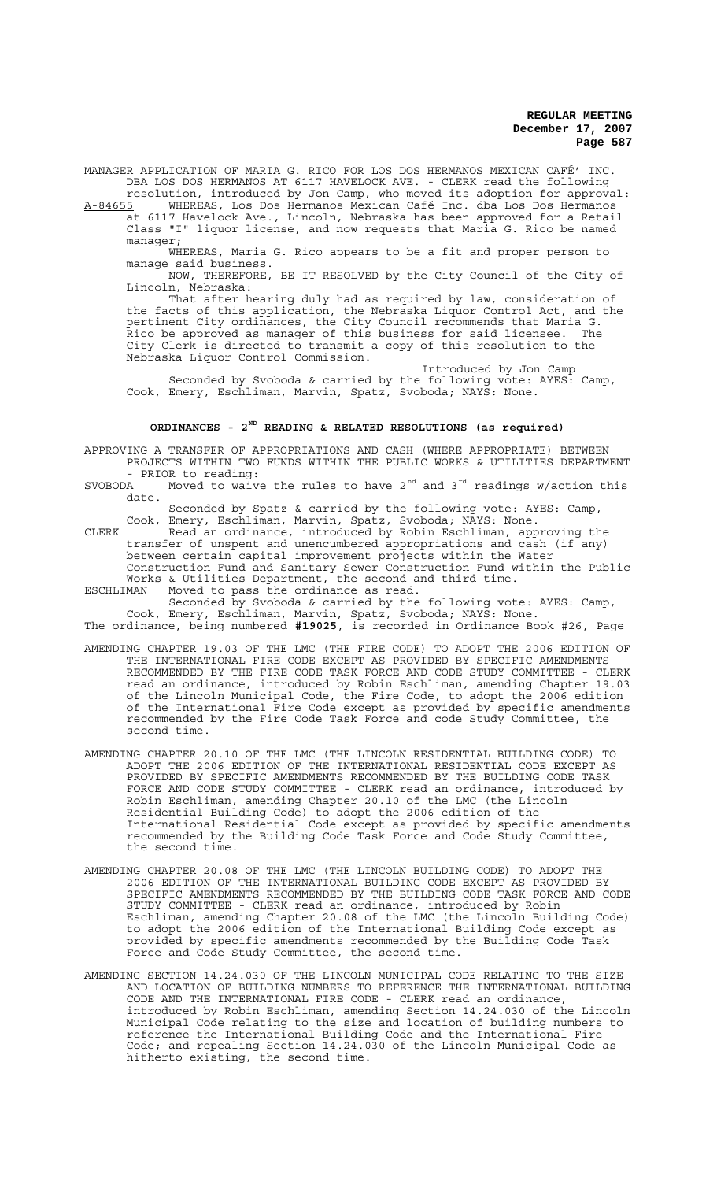MANAGER APPLICATION OF MARIA G. RICO FOR LOS DOS HERMANOS MEXICAN CAFÉ' INC. DBA LOS DOS HERMANOS AT 6117 HAVELOCK AVE. - CLERK read the following resolution, introduced by Jon Camp, who moved its adoption for approval:

A-84655 WHEREAS, Los Dos Hermanos Mexican Café Inc. dba Los Dos Hermanos at 6117 Havelock Ave., Lincoln, Nebraska has been approved for a Retail Class "I" liquor license, and now requests that Maria G. Rico be named manager;

WHEREAS, Maria G. Rico appears to be a fit and proper person to manage said business.

NOW, THEREFORE, BE IT RESOLVED by the City Council of the City of Lincoln, Nebraska:

That after hearing duly had as required by law, consideration of the facts of this application, the Nebraska Liquor Control Act, and the pertinent City ordinances, the City Council recommends that Maria G. Rico be approved as manager of this business for said licensee. The City Clerk is directed to transmit a copy of this resolution to the Nebraska Liquor Control Commission.

Introduced by Jon Camp

Seconded by Svoboda & carried by the following vote: AYES: Camp, Cook, Emery, Eschliman, Marvin, Spatz, Svoboda; NAYS: None.

## ORDINANCES - 2ND READING & RELATED RESOLUTIONS (as required)

APPROVING A TRANSFER OF APPROPRIATIONS AND CASH (WHERE APPROPRIATE) BETWEEN PROJECTS WITHIN TWO FUNDS WITHIN THE PUBLIC WORKS & UTILITIES DEPARTMENT - PRIOR to reading:

SVOBODA Moved to waive the rules to have 2nd and 3rd readings w/action this date.

Seconded by Spatz & carried by the following vote: AYES: Camp, Cook, Emery, Eschliman, Marvin, Spatz, Svoboda; NAYS: None.

CLERK Read an ordinance, introduced by Robin Eschliman, approving the transfer of unspent and unencumbered appropriations and cash (if any) between certain capital improvement projects within the Water Construction Fund and Sanitary Sewer Construction Fund within the Public Works & Utilities Department, the second and third time.

ESCHLIMAN Moved to pass the ordinance as read.

Seconded by Svoboda & carried by the following vote: AYES: Camp, Cook, Emery, Eschliman, Marvin, Spatz, Svoboda; NAYS: None.

The ordinance, being numbered **#19025**, is recorded in Ordinance Book #26, Page

AMENDING CHAPTER 19.03 OF THE LMC (THE FIRE CODE) TO ADOPT THE 2006 EDITION OF THE INTERNATIONAL FIRE CODE EXCEPT AS PROVIDED BY SPECIFIC AMENDMENTS RECOMMENDED BY THE FIRE CODE TASK FORCE AND CODE STUDY COMMITTEE - CLERK read an ordinance, introduced by Robin Eschliman, amending Chapter 19.03 of the Lincoln Municipal Code, the Fire Code, to adopt the 2006 edition of the International Fire Code except as provided by specific amendments recommended by the Fire Code Task Force and code Study Committee, the second time.

AMENDING CHAPTER 20.10 OF THE LMC (THE LINCOLN RESIDENTIAL BUILDING CODE) TO ADOPT THE 2006 EDITION OF THE INTERNATIONAL RESIDENTIAL CODE EXCEPT AS PROVIDED BY SPECIFIC AMENDMENTS RECOMMENDED BY THE BUILDING CODE TASK FORCE AND CODE STUDY COMMITTEE - CLERK read an ordinance, introduced by Robin Eschliman, amending Chapter 20.10 of the LMC (the Lincoln Residential Building Code) to adopt the 2006 edition of the International Residential Code except as provided by specific amendments recommended by the Building Code Task Force and Code Study Committee, the second time.

AMENDING CHAPTER 20.08 OF THE LMC (THE LINCOLN BUILDING CODE) TO ADOPT THE 2006 EDITION OF THE INTERNATIONAL BUILDING CODE EXCEPT AS PROVIDED BY SPECIFIC AMENDMENTS RECOMMENDED BY THE BUILDING CODE TASK FORCE AND CODE STUDY COMMITTEE - CLERK read an ordinance, introduced by Robin Eschliman, amending Chapter 20.08 of the LMC (the Lincoln Building Code) to adopt the 2006 edition of the International Building Code except as provided by specific amendments recommended by the Building Code Task Force and Code Study Committee, the second time.

AMENDING SECTION 14.24.030 OF THE LINCOLN MUNICIPAL CODE RELATING TO THE SIZE AND LOCATION OF BUILDING NUMBERS TO REFERENCE THE INTERNATIONAL BUILDING CODE AND THE INTERNATIONAL FIRE CODE - CLERK read an ordinance, introduced by Robin Eschliman, amending Section 14.24.030 of the Lincoln Municipal Code relating to the size and location of building numbers to reference the International Building Code and the International Fire Code; and repealing Section 14.24.030 of the Lincoln Municipal Code as hitherto existing, the second time.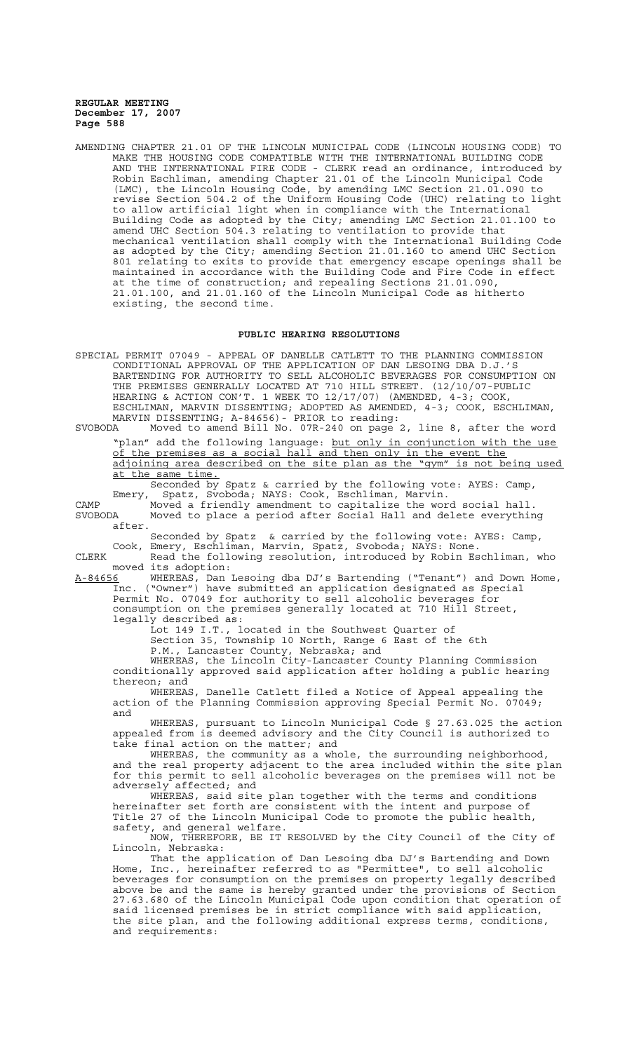AMENDING CHAPTER 21.01 OF THE LINCOLN MUNICIPAL CODE (LINCOLN HOUSING CODE) TO MAKE THE HOUSING CODE COMPATIBLE WITH THE INTERNATIONAL BUILDING CODE AND THE INTERNATIONAL FIRE CODE - CLERK read an ordinance, introduced by Robin Eschliman, amending Chapter 21.01 of the Lincoln Municipal Code (LMC), the Lincoln Housing Code, by amending LMC Section 21.01.090 to revise Section 504.2 of the Uniform Housing Code (UHC) relating to light to allow artificial light when in compliance with the International Building Code as adopted by the City; amending LMC Section 21.01.100 to amend UHC Section 504.3 relating to ventilation to provide that mechanical ventilation shall comply with the International Building Code as adopted by the City; amending Section 21.01.160 to amend UHC Section 801 relating to exits to provide that emergency escape openings shall be maintained in accordance with the Building Code and Fire Code in effect at the time of construction; and repealing Sections 21.01.090, 21.01.100, and 21.01.160 of the Lincoln Municipal Code as hitherto existing, the second time.

## PUBLIC HEARING RESOLUTIONS

SPECIAL PERMIT 07049 - APPEAL OF DANELLE CATLETT TO THE PLANNING COMMISSION CONDITIONAL APPROVAL OF THE APPLICATION OF DAN LESOING DBA D.J.'S BARTENDING FOR AUTHORITY TO SELL ALCOHOLIC BEVERAGES FOR CONSUMPTION ON THE PREMISES GENERALLY LOCATED AT 710 HILL STREET. (12/10/07-PUBLIC HEARING & ACTION CON'T. 1 WEEK TO 12/17/07) (AMENDED, 4-3; COOK, ESCHLIMAN, MARVIN DISSENTING; ADOPTED AS AMENDED, 4-3; COOK, ESCHLIMAN, MARVIN DISSENTING; A-84656)- PRIOR to reading:

SVOBODA Moved to amend Bill No. 07R-240 on page 2, line 8, after the word "plan" add the following language: but only in conjunction with the use of the premises as a social hall and then only in the event the adjoining area described on the site plan as the "gym" is not being used at the same time.

Seconded by Spatz & carried by the following vote: AYES: Camp, Emery, Spatz, Svoboda; NAYS: Cook, Eschliman, Marvin.

CAMP Moved a friendly amendment to capitalize the word social hall.

SVOBODA Moved to place a period after Social Hall and delete everything after.

Seconded by Spatz & carried by the following vote: AYES: Camp, Cook, Emery, Eschliman, Marvin, Spatz, Svoboda; NAYS: None.

CLERK Read the following resolution, introduced by Robin Eschliman, who moved its adoption:

A-84656 WHEREAS, Dan Lesoing dba DJ's Bartending ("Tenant") and Down Home, Inc. ("Owner") have submitted an application designated as Special Permit No. 07049 for authority to sell alcoholic beverages for consumption on the premises generally located at 710 Hill Street, legally described as:

Lot 149 I.T., located in the Southwest Quarter of Section 35, Township 10 North, Range 6 East of the 6th P.M., Lancaster County, Nebraska; and

WHEREAS, the Lincoln City-Lancaster County Planning Commission conditionally approved said application after holding a public hearing thereon; and

WHEREAS, Danelle Catlett filed a Notice of Appeal appealing the action of the Planning Commission approving Special Permit No. 07049; and

WHEREAS, pursuant to Lincoln Municipal Code § 27.63.025 the action appealed from is deemed advisory and the City Council is authorized to take final action on the matter; and

WHEREAS, the community as a whole, the surrounding neighborhood, and the real property adjacent to the area included within the site plan for this permit to sell alcoholic beverages on the premises will not be adversely affected; and

WHEREAS, said site plan together with the terms and conditions hereinafter set forth are consistent with the intent and purpose of Title 27 of the Lincoln Municipal Code to promote the public health, safety, and general welfare.

NOW, THEREFORE, BE IT RESOLVED by the City Council of the City of Lincoln, Nebraska:

That the application of Dan Lesoing dba DJ's Bartending and Down Home, Inc., hereinafter referred to as "Permittee", to sell alcoholic beverages for consumption on the premises on property legally described above be and the same is hereby granted under the provisions of Section 27.63.680 of the Lincoln Municipal Code upon condition that operation of said licensed premises be in strict compliance with said application, the site plan, and the following additional express terms, conditions, and requirements: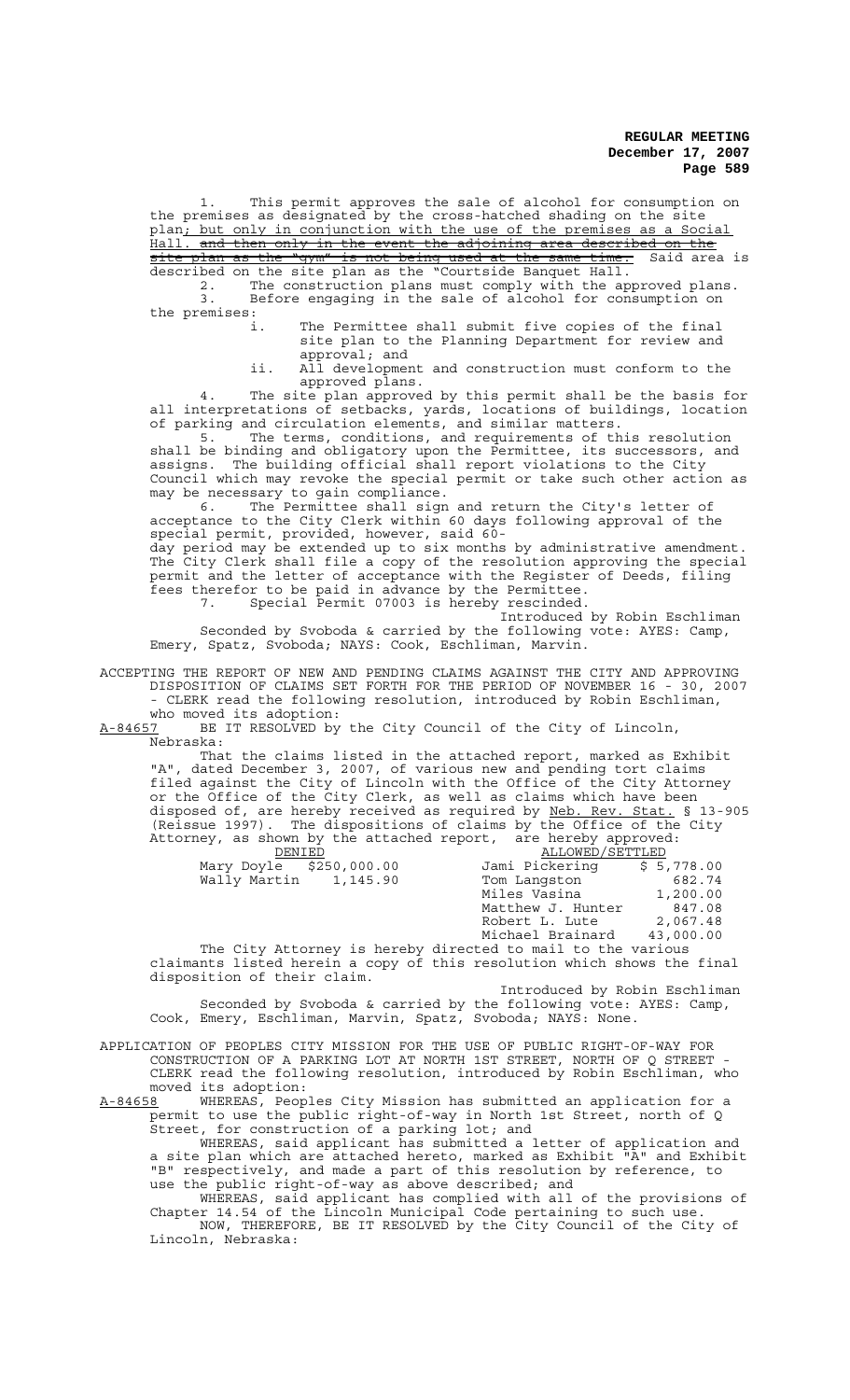1. This permit approves the sale of alcohol for consumption on the premises as designated by the cross-hatched shading on the site plan; but only in conjunction with the use of the premises as a Social Hall. ~~and then only in the event the adjoining area described on the site plan as the "gym" is not being used at the same time.~~ Said area is described on the site plan as the "Courtside Banquet Hall.

2. The construction plans must comply with the approved plans.

3. Before engaging in the sale of alcohol for consumption on the premises:

   i. The Permittee shall submit five copies of the final site plan to the Planning Department for review and approval; and

   ii. All development and construction must conform to the approved plans.

4. The site plan approved by this permit shall be the basis for all interpretations of setbacks, yards, locations of buildings, location of parking and circulation elements, and similar matters.

5. The terms, conditions, and requirements of this resolution shall be binding and obligatory upon the Permittee, its successors, and assigns. The building official shall report violations to the City Council which may revoke the special permit or take such other action as may be necessary to gain compliance.

6. The Permittee shall sign and return the City's letter of acceptance to the City Clerk within 60 days following approval of the special permit, provided, however, said 60-day period may be extended up to six months by administrative amendment. The City Clerk shall file a copy of the resolution approving the special permit and the letter of acceptance with the Register of Deeds, filing fees therefor to be paid in advance by the Permittee.

7. Special Permit 07003 is hereby rescinded.

Introduced by Robin Eschliman

Seconded by Svoboda & carried by the following vote: AYES: Camp, Emery, Spatz, Svoboda; NAYS: Cook, Eschliman, Marvin.

ACCEPTING THE REPORT OF NEW AND PENDING CLAIMS AGAINST THE CITY AND APPROVING DISPOSITION OF CLAIMS SET FORTH FOR THE PERIOD OF NOVEMBER 16 - 30, 2007 - CLERK read the following resolution, introduced by Robin Eschliman, who moved its adoption:

A-84657 BE IT RESOLVED by the City Council of the City of Lincoln, Nebraska:

That the claims listed in the attached report, marked as Exhibit "A", dated December 3, 2007, of various new and pending tort claims filed against the City of Lincoln with the Office of the City Attorney or the Office of the City Clerk, as well as claims which have been disposed of, are hereby received as required by Neb. Rev. Stat. § 13-905 (Reissue 1997). The dispositions of claims by the Office of the City Attorney, as shown by the attached report, are hereby approved:

| DENIED | | ALLOWED/SETTLED | |
|---|---|---|---|
| Mary Doyle | $250,000.00 | Jami Pickering | $ 5,778.00 |
| Wally Martin | 1,145.90 | Tom Langston | 682.74 |
| | | Miles Vasina | 1,200.00 |
| | | Matthew J. Hunter | 847.08 |
| | | Robert L. Lute | 2,067.48 |
| | | Michael Brainard | 43,000.00 |

The City Attorney is hereby directed to mail to the various claimants listed herein a copy of this resolution which shows the final disposition of their claim.

Introduced by Robin Eschliman

Seconded by Svoboda & carried by the following vote: AYES: Camp, Cook, Emery, Eschliman, Marvin, Spatz, Svoboda; NAYS: None.

APPLICATION OF PEOPLES CITY MISSION FOR THE USE OF PUBLIC RIGHT-OF-WAY FOR CONSTRUCTION OF A PARKING LOT AT NORTH 1ST STREET, NORTH OF Q STREET - CLERK read the following resolution, introduced by Robin Eschliman, who moved its adoption:

A-84658 WHEREAS, Peoples City Mission has submitted an application for a permit to use the public right-of-way in North 1st Street, north of Q Street, for construction of a parking lot; and

WHEREAS, said applicant has submitted a letter of application and a site plan which are attached hereto, marked as Exhibit "A" and Exhibit "B" respectively, and made a part of this resolution by reference, to use the public right-of-way as above described; and

WHEREAS, said applicant has complied with all of the provisions of Chapter 14.54 of the Lincoln Municipal Code pertaining to such use.

NOW, THEREFORE, BE IT RESOLVED by the City Council of the City of Lincoln, Nebraska: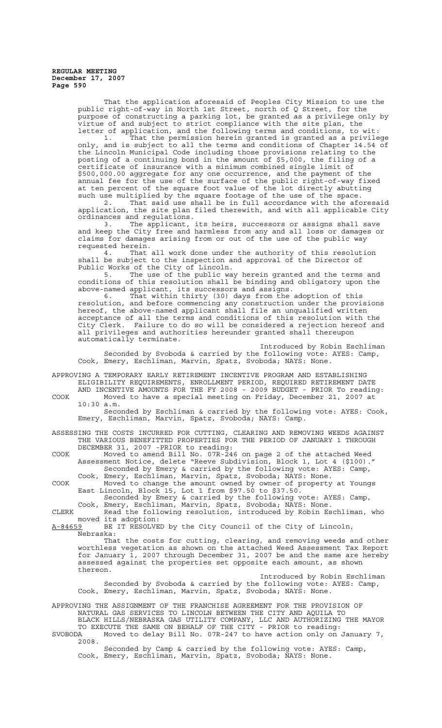That the application aforesaid of Peoples City Mission to use the public right-of-way in North 1st Street, north of Q Street, for the purpose of constructing a parking lot, be granted as a privilege only by virtue of and subject to strict compliance with the site plan, the letter of application, and the following terms and conditions, to wit:

1. That the permission herein granted is granted as a privilege only, and is subject to all the terms and conditions of Chapter 14.54 of the Lincoln Municipal Code including those provisions relating to the posting of a continuing bond in the amount of $5,000, the filing of a certificate of insurance with a minimum combined single limit of $500,000.00 aggregate for any one occurrence, and the payment of the annual fee for the use of the surface of the public right-of-way fixed at ten percent of the square foot value of the lot directly abutting such use multiplied by the square footage of the use of the space.

2. That said use shall be in full accordance with the aforesaid application, the site plan filed therewith, and with all applicable City ordinances and regulations.

3. The applicant, its heirs, successors or assigns shall save and keep the City free and harmless from any and all loss or damages or claims for damages arising from or out of the use of the public way requested herein.

4. That all work done under the authority of this resolution shall be subject to the inspection and approval of the Director of Public Works of the City of Lincoln.

5. The use of the public way herein granted and the terms and conditions of this resolution shall be binding and obligatory upon the above-named applicant, its successors and assigns.

6. That within thirty (30) days from the adoption of this resolution, and before commencing any construction under the provisions hereof, the above-named applicant shall file an unqualified written acceptance of all the terms and conditions of this resolution with the City Clerk. Failure to do so will be considered a rejection hereof and all privileges and authorities hereunder granted shall thereupon automatically terminate.

Introduced by Robin Eschliman

Seconded by Svoboda & carried by the following vote: AYES: Camp, Cook, Emery, Eschliman, Marvin, Spatz, Svoboda; NAYS: None.

APPROVING A TEMPORARY EARLY RETIREMENT INCENTIVE PROGRAM AND ESTABLISHING ELIGIBILITY REQUIREMENTS, ENROLLMENT PERIOD, REQUIRED RETIREMENT DATE AND INCENTIVE AMOUNTS FOR THE FY 2008 - 2009 BUDGET - PRIOR To reading:

COOK Moved to have a special meeting on Friday, December 21, 2007 at 10:30 a.m.

Seconded by Eschliman & carried by the following vote: AYES: Cook, Emery, Eschliman, Marvin, Spatz, Svoboda; NAYS: Camp.

ASSESSING THE COSTS INCURRED FOR CUTTING, CLEARING AND REMOVING WEEDS AGAINST THE VARIOUS BENEFITTED PROPERTIES FOR THE PERIOD OF JANUARY 1 THROUGH DECEMBER 31, 2007 -PRIOR to reading:

COOK Moved to amend Bill No. 07R-246 on page 2 of the attached Weed Assessment Notice, delete "Reeve Subdivision, Block 1, Lot 4 ($100)."

Seconded by Emery & carried by the following vote: AYES: Camp, Cook, Emery, Eschliman, Marvin, Spatz, Svoboda; NAYS: None.

COOK Moved to change the amount owned by owner of property at Youngs East Lincoln, Block 15, Lot 1 from $97.50 to $37.50.

Seconded by Emery & carried by the following vote: AYES: Camp, Cook, Emery, Eschliman, Marvin, Spatz, Svoboda; NAYS: None.

CLERK Read the following resolution, introduced by Robin Eschliman, who moved its adoption:

A-84659 BE IT RESOLVED by the City Council of the City of Lincoln, Nebraska:

That the costs for cutting, clearing, and removing weeds and other worthless vegetation as shown on the attached Weed Assessment Tax Report for January 1, 2007 through December 31, 2007 be and the same are hereby assessed against the properties set opposite each amount, as shown thereon.

Introduced by Robin Eschliman

Seconded by Svoboda & carried by the following vote: AYES: Camp, Cook, Emery, Eschliman, Marvin, Spatz, Svoboda; NAYS: None.

APPROVING THE ASSIGNMENT OF THE FRANCHISE AGREEMENT FOR THE PROVISION OF NATURAL GAS SERVICES TO LINCOLN BETWEEN THE CITY AND AQUILA TO BLACK HILLS/NEBRASKA GAS UTILITY COMPANY, LLC AND AUTHORIZING THE MAYOR TO EXECUTE THE SAME ON BEHALF OF THE CITY - PRIOR to reading:

SVOBODA Moved to delay Bill No. 07R-247 to have action only on January 7, 2008.

Seconded by Camp & carried by the following vote: AYES: Camp, Cook, Emery, Eschliman, Marvin, Spatz, Svoboda; NAYS: None.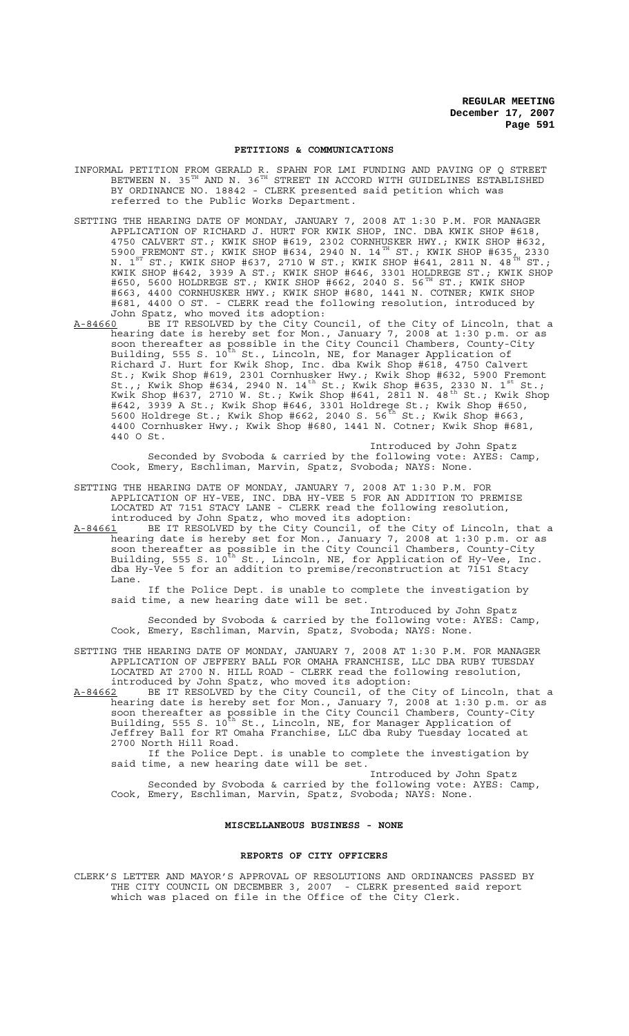## PETITIONS & COMMUNICATIONS

INFORMAL PETITION FROM GERALD R. SPAHN FOR LMI FUNDING AND PAVING OF Q STREET BETWEEN N. 35TH AND N. 36TH STREET IN ACCORD WITH GUIDELINES ESTABLISHED BY ORDINANCE NO. 18842 - CLERK presented said petition which was referred to the Public Works Department.

SETTING THE HEARING DATE OF MONDAY, JANUARY 7, 2008 AT 1:30 P.M. FOR MANAGER APPLICATION OF RICHARD J. HURT FOR KWIK SHOP, INC. DBA KWIK SHOP #618, 4750 CALVERT ST.; KWIK SHOP #619, 2302 CORNHUSKER HWY.; KWIK SHOP #632, 5900 FREMONT ST.; KWIK SHOP #634, 2940 N. 14TH ST.; KWIK SHOP #635, 2330 N. 1ST ST.; KWIK SHOP #637, 2710 W ST.; KWIK SHOP #641, 2811 N. 48TH ST.; KWIK SHOP #642, 3939 A ST.; KWIK SHOP #646, 3301 HOLDREGE ST.; KWIK SHOP #650, 5600 HOLDREGE ST.; KWIK SHOP #662, 2040 S. 56TH ST.; KWIK SHOP #663, 4400 CORNHUSKER HWY.; KWIK SHOP #680, 1441 N. COTNER; KWIK SHOP #681, 4400 O ST. - CLERK read the following resolution, introduced by John Spatz, who moved its adoption:

A-84660 BE IT RESOLVED by the City Council, of the City of Lincoln, that a hearing date is hereby set for Mon., January 7, 2008 at 1:30 p.m. or as soon thereafter as possible in the City Council Chambers, County-City Building, 555 S. 10th St., Lincoln, NE, for Manager Application of Richard J. Hurt for Kwik Shop, Inc. dba Kwik Shop #618, 4750 Calvert St.; Kwik Shop #619, 2301 Cornhusker Hwy.; Kwik Shop #632, 5900 Fremont St.,; Kwik Shop #634, 2940 N. 14th St.; Kwik Shop #635, 2330 N. 1st St.; Kwik Shop #637, 2710 W. St.; Kwik Shop #641, 2811 N. 48th St.; Kwik Shop #642, 3939 A St.; Kwik Shop #646, 3301 Holdrege St.; Kwik Shop #650, 5600 Holdrege St.; Kwik Shop #662, 2040 S. 56th St.; Kwik Shop #663, 4400 Cornhusker Hwy.; Kwik Shop #680, 1441 N. Cotner; Kwik Shop #681, 440 O St.

Introduced by John Spatz

Seconded by Svoboda & carried by the following vote: AYES: Camp, Cook, Emery, Eschliman, Marvin, Spatz, Svoboda; NAYS: None.

SETTING THE HEARING DATE OF MONDAY, JANUARY 7, 2008 AT 1:30 P.M. FOR APPLICATION OF HY-VEE, INC. DBA HY-VEE 5 FOR AN ADDITION TO PREMISE LOCATED AT 7151 STACY LANE - CLERK read the following resolution, introduced by John Spatz, who moved its adoption:

A-84661 BE IT RESOLVED by the City Council, of the City of Lincoln, that a hearing date is hereby set for Mon., January 7, 2008 at 1:30 p.m. or as soon thereafter as possible in the City Council Chambers, County-City Building, 555 S. 10th St., Lincoln, NE, for Application of Hy-Vee, Inc. dba Hy-Vee 5 for an addition to premise/reconstruction at 7151 Stacy Lane.

If the Police Dept. is unable to complete the investigation by said time, a new hearing date will be set.

Introduced by John Spatz

Seconded by Svoboda & carried by the following vote: AYES: Camp, Cook, Emery, Eschliman, Marvin, Spatz, Svoboda; NAYS: None.

SETTING THE HEARING DATE OF MONDAY, JANUARY 7, 2008 AT 1:30 P.M. FOR MANAGER APPLICATION OF JEFFERY BALL FOR OMAHA FRANCHISE, LLC DBA RUBY TUESDAY LOCATED AT 2700 N. HILL ROAD - CLERK read the following resolution, introduced by John Spatz, who moved its adoption:

A-84662 BE IT RESOLVED by the City Council, of the City of Lincoln, that a hearing date is hereby set for Mon., January 7, 2008 at 1:30 p.m. or as soon thereafter as possible in the City Council Chambers, County-City Building, 555 S. 10th St., Lincoln, NE, for Manager Application of Jeffrey Ball for RT Omaha Franchise, LLC dba Ruby Tuesday located at 2700 North Hill Road.

If the Police Dept. is unable to complete the investigation by said time, a new hearing date will be set.

Introduced by John Spatz

Seconded by Svoboda & carried by the following vote: AYES: Camp, Cook, Emery, Eschliman, Marvin, Spatz, Svoboda; NAYS: None.

## MISCELLANEOUS BUSINESS - NONE

## REPORTS OF CITY OFFICERS

CLERK'S LETTER AND MAYOR'S APPROVAL OF RESOLUTIONS AND ORDINANCES PASSED BY THE CITY COUNCIL ON DECEMBER 3, 2007 - CLERK presented said report which was placed on file in the Office of the City Clerk.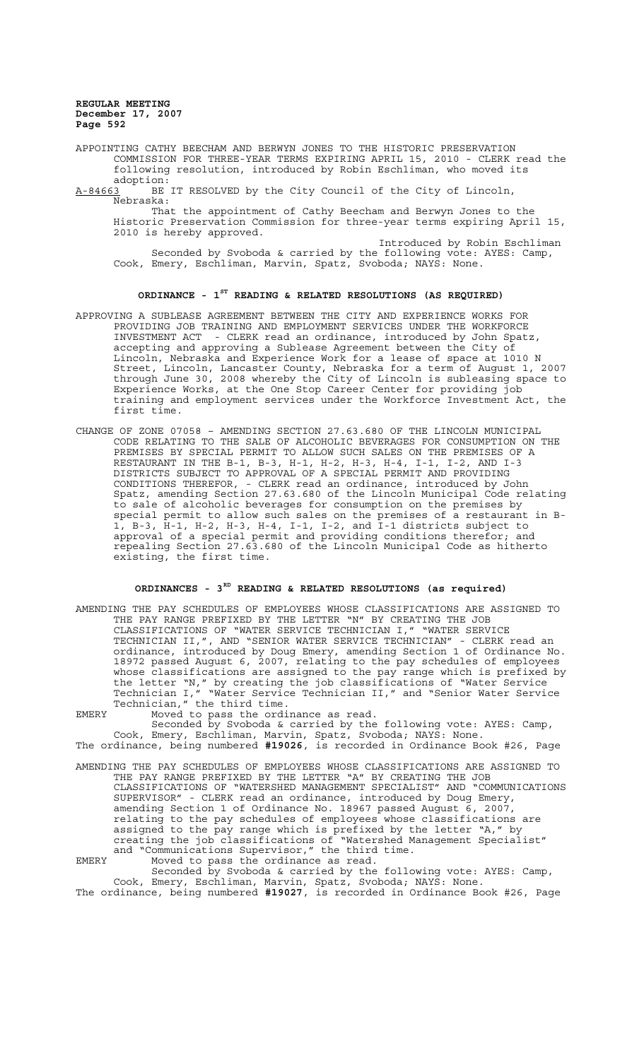APPOINTING CATHY BEECHAM AND BERWYN JONES TO THE HISTORIC PRESERVATION COMMISSION FOR THREE-YEAR TERMS EXPIRING APRIL 15, 2010 - CLERK read the following resolution, introduced by Robin Eschliman, who moved its adoption:

A-84663 BE IT RESOLVED by the City Council of the City of Lincoln, Nebraska:

That the appointment of Cathy Beecham and Berwyn Jones to the Historic Preservation Commission for three-year terms expiring April 15, 2010 is hereby approved.

Introduced by Robin Eschliman

Seconded by Svoboda & carried by the following vote: AYES: Camp, Cook, Emery, Eschliman, Marvin, Spatz, Svoboda; NAYS: None.

## ORDINANCE - 1ST READING & RELATED RESOLUTIONS (AS REQUIRED)

APPROVING A SUBLEASE AGREEMENT BETWEEN THE CITY AND EXPERIENCE WORKS FOR PROVIDING JOB TRAINING AND EMPLOYMENT SERVICES UNDER THE WORKFORCE INVESTMENT ACT - CLERK read an ordinance, introduced by John Spatz, accepting and approving a Sublease Agreement between the City of Lincoln, Nebraska and Experience Work for a lease of space at 1010 N Street, Lincoln, Lancaster County, Nebraska for a term of August 1, 2007 through June 30, 2008 whereby the City of Lincoln is subleasing space to Experience Works, at the One Stop Career Center for providing job training and employment services under the Workforce Investment Act, the first time.

CHANGE OF ZONE 07058 – AMENDING SECTION 27.63.680 OF THE LINCOLN MUNICIPAL CODE RELATING TO THE SALE OF ALCOHOLIC BEVERAGES FOR CONSUMPTION ON THE PREMISES BY SPECIAL PERMIT TO ALLOW SUCH SALES ON THE PREMISES OF A RESTAURANT IN THE B-1, B-3, H-1, H-2, H-3, H-4, I-1, I-2, AND I-3 DISTRICTS SUBJECT TO APPROVAL OF A SPECIAL PERMIT AND PROVIDING CONDITIONS THEREFOR, - CLERK read an ordinance, introduced by John Spatz, amending Section 27.63.680 of the Lincoln Municipal Code relating to sale of alcoholic beverages for consumption on the premises by special permit to allow such sales on the premises of a restaurant in B-1, B-3, H-1, H-2, H-3, H-4, I-1, I-2, and I-1 districts subject to approval of a special permit and providing conditions therefor; and repealing Section 27.63.680 of the Lincoln Municipal Code as hitherto existing, the first time.

## ORDINANCES - 3RD READING & RELATED RESOLUTIONS (as required)

AMENDING THE PAY SCHEDULES OF EMPLOYEES WHOSE CLASSIFICATIONS ARE ASSIGNED TO THE PAY RANGE PREFIXED BY THE LETTER "N" BY CREATING THE JOB CLASSIFICATIONS OF "WATER SERVICE TECHNICIAN I," "WATER SERVICE TECHNICIAN II,", AND "SENIOR WATER SERVICE TECHNICIAN" - CLERK read an ordinance, introduced by Doug Emery, amending Section 1 of Ordinance No. 18972 passed August 6, 2007, relating to the pay schedules of employees whose classifications are assigned to the pay range which is prefixed by the letter "N," by creating the job classifications of "Water Service Technician I," "Water Service Technician II," and "Senior Water Service Technician," the third time.

EMERY Moved to pass the ordinance as read.

Seconded by Svoboda & carried by the following vote: AYES: Camp, Cook, Emery, Eschliman, Marvin, Spatz, Svoboda; NAYS: None.

The ordinance, being numbered **#19026**, is recorded in Ordinance Book #26, Page

AMENDING THE PAY SCHEDULES OF EMPLOYEES WHOSE CLASSIFICATIONS ARE ASSIGNED TO THE PAY RANGE PREFIXED BY THE LETTER "A" BY CREATING THE JOB CLASSIFICATIONS OF "WATERSHED MANAGEMENT SPECIALIST" AND "COMMUNICATIONS SUPERVISOR" - CLERK read an ordinance, introduced by Doug Emery, amending Section 1 of Ordinance No. 18967 passed August 6, 2007, relating to the pay schedules of employees whose classifications are assigned to the pay range which is prefixed by the letter "A," by creating the job classifications of "Watershed Management Specialist" and "Communications Supervisor," the third time.

EMERY Moved to pass the ordinance as read.

Seconded by Svoboda & carried by the following vote: AYES: Camp, Cook, Emery, Eschliman, Marvin, Spatz, Svoboda; NAYS: None.

The ordinance, being numbered **#19027**, is recorded in Ordinance Book #26, Page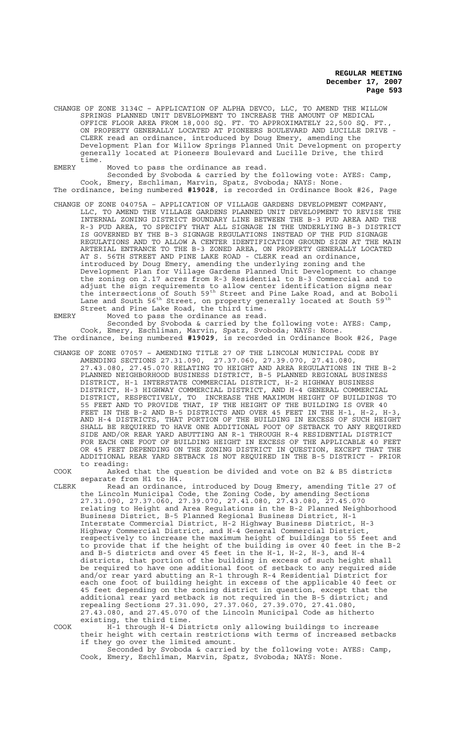CHANGE OF ZONE 3134C – APPLICATION OF ALPHA DEVCO, LLC, TO AMEND THE WILLOW SPRINGS PLANNED UNIT DEVELOPMENT TO INCREASE THE AMOUNT OF MEDICAL OFFICE FLOOR AREA FROM 18,000 SQ. FT. TO APPROXIMATELY 22,500 SQ. FT., ON PROPERTY GENERALLY LOCATED AT PIONEERS BOULEVARD AND LUCILLE DRIVE - CLERK read an ordinance, introduced by Doug Emery, amending the Development Plan for Willow Springs Planned Unit Development on property generally located at Pioneers Boulevard and Lucille Drive, the third time.

EMERY Moved to pass the ordinance as read.

Seconded by Svoboda & carried by the following vote: AYES: Camp, Cook, Emery, Eschliman, Marvin, Spatz, Svoboda; NAYS: None.

The ordinance, being numbered **#19028**, is recorded in Ordinance Book #26, Page

CHANGE OF ZONE 04075A – APPLICATION OF VILLAGE GARDENS DEVELOPMENT COMPANY, LLC, TO AMEND THE VILLAGE GARDENS PLANNED UNIT DEVELOPMENT TO REVISE THE INTERNAL ZONING DISTRICT BOUNDARY LINE BETWEEN THE B-3 PUD AREA AND THE R-3 PUD AREA, TO SPECIFY THAT ALL SIGNAGE IN THE UNDERLYING B-3 DISTRICT IS GOVERNED BY THE B-3 SIGNAGE REGULATIONS INSTEAD OF THE PUD SIGNAGE REGULATIONS AND TO ALLOW A CENTER IDENTIFICATION GROUND SIGN AT THE MAIN ARTERIAL ENTRANCE TO THE B-3 ZONED AREA, ON PROPERTY GENERALLY LOCATED AT S. 56TH STREET AND PINE LAKE ROAD - CLERK read an ordinance, introduced by Doug Emery, amending the underlying zoning and the Development Plan for Village Gardens Planned Unit Development to change the zoning on 2.17 acres from R-3 Residential to B-3 Commercial and to adjust the sign requirements to allow center identification signs near the intersections of South 59th Street and Pine Lake Road, and at Boboli Lane and South 56th Street, on property generally located at South 59th Street and Pine Lake Road, the third time.

EMERY Moved to pass the ordinance as read.

Seconded by Svoboda & carried by the following vote: AYES: Camp, Cook, Emery, Eschliman, Marvin, Spatz, Svoboda; NAYS: None.

The ordinance, being numbered **#19029**, is recorded in Ordinance Book #26, Page

CHANGE OF ZONE 07057 – AMENDING TITLE 27 OF THE LINCOLN MUNICIPAL CODE BY AMENDING SECTIONS 27.31.090, 27.37.060, 27.39.070, 27.41.080, 27.43.080, 27.45.070 RELATING TO HEIGHT AND AREA REGULATIONS IN THE B-2 PLANNED NEIGHBORHOOD BUSINESS DISTRICT, B-5 PLANNED REGIONAL BUSINESS DISTRICT, H-1 INTERSTATE COMMERCIAL DISTRICT, H-2 HIGHWAY BUSINESS DISTRICT, H-3 HIGHWAY COMMERCIAL DISTRICT, AND H-4 GENERAL COMMERCIAL DISTRICT, RESPECTIVELY, TO INCREASE THE MAXIMUM HEIGHT OF BUILDINGS TO 55 FEET AND TO PROVIDE THAT, IF THE HEIGHT OF THE BUILDING IS OVER 40 FEET IN THE B-2 AND B-5 DISTRICTS AND OVER 45 FEET IN THE H-1, H-2, H-3, AND H-4 DISTRICTS, THAT PORTION OF THE BUILDING IN EXCESS OF SUCH HEIGHT SHALL BE REQUIRED TO HAVE ONE ADDITIONAL FOOT OF SETBACK TO ANY REQUIRED SIDE AND/OR REAR YARD ABUTTING AN R-1 THROUGH R-4 RESIDENTIAL DISTRICT FOR EACH ONE FOOT OF BUILDING HEIGHT IN EXCESS OF THE APPLICABLE 40 FEET OR 45 FEET DEPENDING ON THE ZONING DISTRICT IN QUESTION, EXCEPT THAT THE ADDITIONAL REAR YARD SETBACK IS NOT REQUIRED IN THE B-5 DISTRICT - PRIOR to reading:

COOK Asked that the question be divided and vote on B2 & B5 districts separate from H1 to H4.

CLERK Read an ordinance, introduced by Doug Emery, amending Title 27 of the Lincoln Municipal Code, the Zoning Code, by amending Sections 27.31.090, 27.37.060, 27.39.070, 27.41.080, 27.43.080, 27.45.070 relating to Height and Area Regulations in the B-2 Planned Neighborhood Business District, B-5 Planned Regional Business District, H-1 Interstate Commercial District, H-2 Highway Business District, H-3 Highway Commercial District, and H-4 General Commercial District, respectively to increase the maximum height of buildings to 55 feet and to provide that if the height of the building is over 40 feet in the B-2 and B-5 districts and over 45 feet in the H-1, H-2, H-3, and H-4 districts, that portion of the building in excess of such height shall be required to have one additional foot of setback to any required side and/or rear yard abutting an R-1 through R-4 Residential District for each one foot of building height in excess of the applicable 40 feet or 45 feet depending on the zoning district in question, except that the additional rear yard setback is not required in the B-5 district; and repealing Sections 27.31.090, 27.37.060, 27.39.070, 27.41.080, 27.43.080, and 27.45.070 of the Lincoln Municipal Code as hitherto existing, the third time.

COOK H-1 through H-4 Districts only allowing buildings to increase their height with certain restrictions with terms of increased setbacks if they go over the limited amount.

Seconded by Svoboda & carried by the following vote: AYES: Camp, Cook, Emery, Eschliman, Marvin, Spatz, Svoboda; NAYS: None.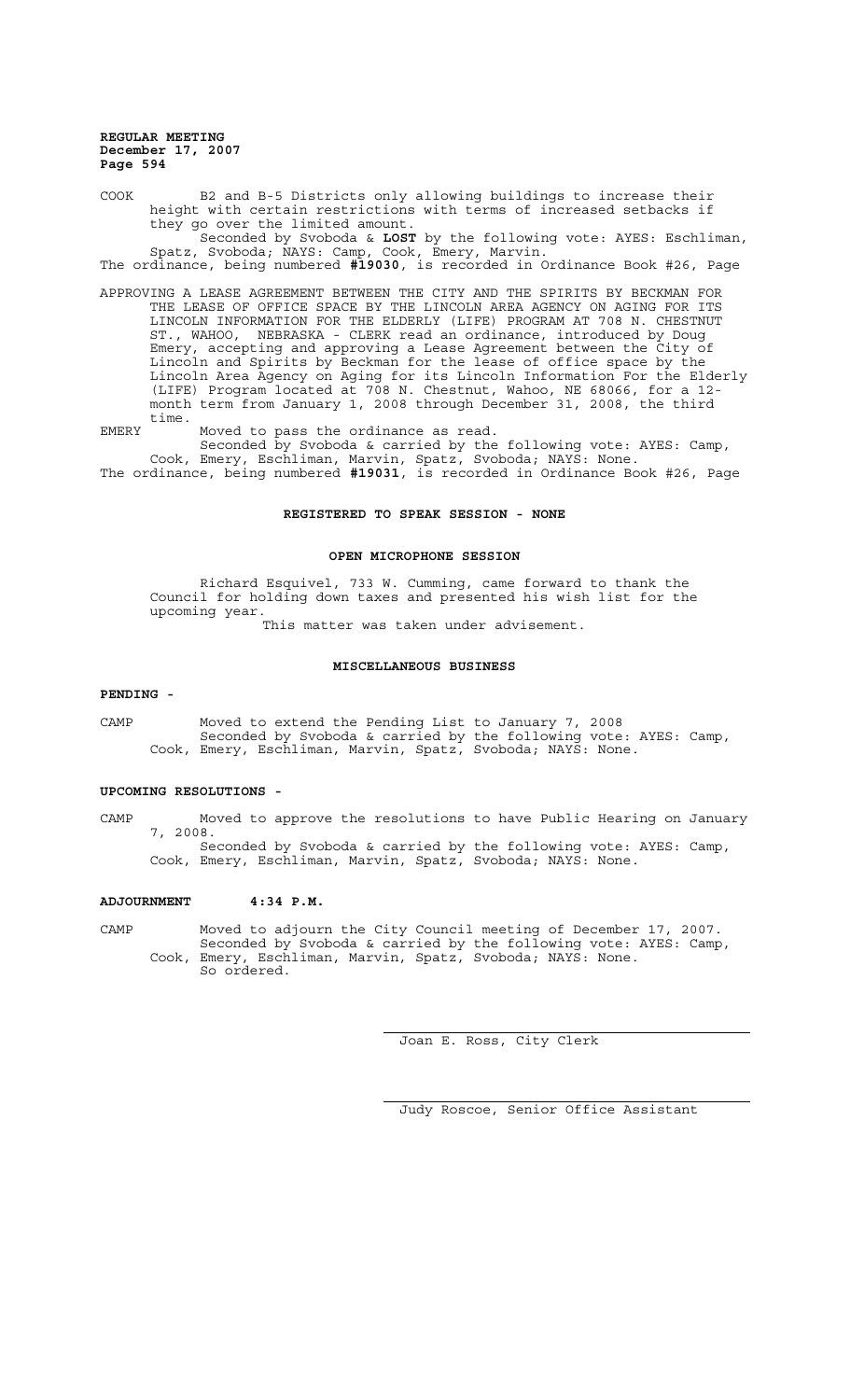COOK B2 and B-5 Districts only allowing buildings to increase their height with certain restrictions with terms of increased setbacks if they go over the limited amount.

Seconded by Svoboda & **LOST** by the following vote: AYES: Eschliman, Spatz, Svoboda; NAYS: Camp, Cook, Emery, Marvin.

The ordinance, being numbered **#19030**, is recorded in Ordinance Book #26, Page

APPROVING A LEASE AGREEMENT BETWEEN THE CITY AND THE SPIRITS BY BECKMAN FOR THE LEASE OF OFFICE SPACE BY THE LINCOLN AREA AGENCY ON AGING FOR ITS LINCOLN INFORMATION FOR THE ELDERLY (LIFE) PROGRAM AT 708 N. CHESTNUT ST., WAHOO, NEBRASKA - CLERK read an ordinance, introduced by Doug Emery, accepting and approving a Lease Agreement between the City of Lincoln and Spirits by Beckman for the lease of office space by the Lincoln Area Agency on Aging for its Lincoln Information For the Elderly (LIFE) Program located at 708 N. Chestnut, Wahoo, NE 68066, for a 12-month term from January 1, 2008 through December 31, 2008, the third time.

EMERY Moved to pass the ordinance as read.

Seconded by Svoboda & carried by the following vote: AYES: Camp, Cook, Emery, Eschliman, Marvin, Spatz, Svoboda; NAYS: None.

The ordinance, being numbered **#19031**, is recorded in Ordinance Book #26, Page

## REGISTERED TO SPEAK SESSION - NONE

## OPEN MICROPHONE SESSION

Richard Esquivel, 733 W. Cumming, came forward to thank the Council for holding down taxes and presented his wish list for the upcoming year.

This matter was taken under advisement.

## MISCELLANEOUS BUSINESS

**PENDING -**

CAMP Moved to extend the Pending List to January 7, 2008

Seconded by Svoboda & carried by the following vote: AYES: Camp, Cook, Emery, Eschliman, Marvin, Spatz, Svoboda; NAYS: None.

**UPCOMING RESOLUTIONS -**

CAMP Moved to approve the resolutions to have Public Hearing on January 7, 2008.

Seconded by Svoboda & carried by the following vote: AYES: Camp, Cook, Emery, Eschliman, Marvin, Spatz, Svoboda; NAYS: None.

**ADJOURNMENT 4:34 P.M.**

CAMP Moved to adjourn the City Council meeting of December 17, 2007.

Seconded by Svoboda & carried by the following vote: AYES: Camp, Cook, Emery, Eschliman, Marvin, Spatz, Svoboda; NAYS: None.

So ordered.

Joan E. Ross, City Clerk

Judy Roscoe, Senior Office Assistant